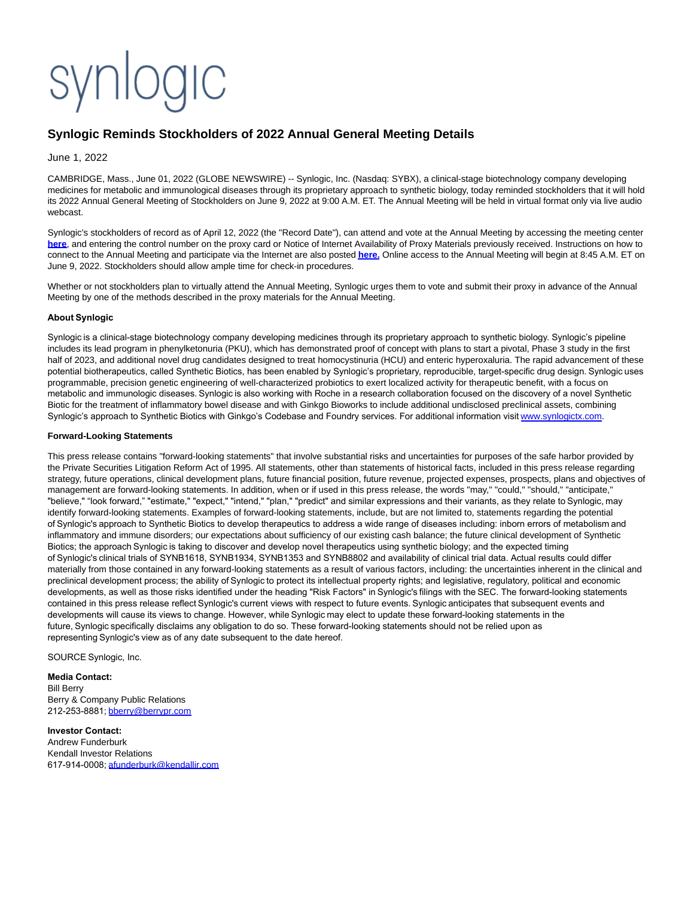synlogic

# Synlogic Reminds Stockholders of 2022 Annual General Meeting Details

June 1, 2022

CAMBRIDGE, Mass., June 01, 2022 (GLOBE NEWSWIRE) -- Synlogic, Inc. (Nasdaq: SYBX), a clinical-stage biotechnology company developing medicines for metabolic and immunological diseases through its proprietary approach to synthetic biology, today reminded stockholders that it will hold its 2022 Annual General Meeting of Stockholders on June 9, 2022 at 9:00 A.M. ET. The Annual Meeting will be held in virtual format only via live audio webcast.

Synlogic's stockholders of record as of April 12, 2022 (the "Record Date"), can attend and vote at the Annual Meeting by accessing the meeting center **here**, and entering the control number on the proxy card or Notice of Internet Availability of Proxy Materials previously received. Instructions on how to connect to the Annual Meeting and participate via the Internet are also posted **here.** Online access to the Annual Meeting will begin at 8:45 A.M. ET on June 9, 2022. Stockholders should allow ample time for check-in procedures.

Whether or not stockholders plan to virtually attend the Annual Meeting, Synlogic urges them to vote and submit their proxy in advance of the Annual Meeting by one of the methods described in the proxy materials for the Annual Meeting.

**About Synlogic**

Synlogic is a clinical-stage biotechnology company developing medicines through its proprietary approach to synthetic biology. Synlogic's pipeline includes its lead program in phenylketonuria (PKU), which has demonstrated proof of concept with plans to start a pivotal, Phase 3 study in the first half of 2023, and additional novel drug candidates designed to treat homocystinuria (HCU) and enteric hyperoxaluria. The rapid advancement of these potential biotherapeutics, called Synthetic Biotics, has been enabled by Synlogic's proprietary, reproducible, target-specific drug design. Synlogic uses programmable, precision genetic engineering of well-characterized probiotics to exert localized activity for therapeutic benefit, with a focus on metabolic and immunologic diseases. Synlogic is also working with Roche in a research collaboration focused on the discovery of a novel Synthetic Biotic for the treatment of inflammatory bowel disease and with Ginkgo Bioworks to include additional undisclosed preclinical assets, combining Synlogic's approach to Synthetic Biotics with Ginkgo's Codebase and Foundry services. For additional information visit www.synlogictx.com.

**Forward-Looking Statements**

This press release contains "forward-looking statements" that involve substantial risks and uncertainties for purposes of the safe harbor provided by the Private Securities Litigation Reform Act of 1995. All statements, other than statements of historical facts, included in this press release regarding strategy, future operations, clinical development plans, future financial position, future revenue, projected expenses, prospects, plans and objectives of management are forward-looking statements. In addition, when or if used in this press release, the words "may," "could," "should," "anticipate," "believe," "look forward," "estimate," "expect," "intend," "plan," "predict" and similar expressions and their variants, as they relate to Synlogic, may identify forward-looking statements. Examples of forward-looking statements, include, but are not limited to, statements regarding the potential of Synlogic's approach to Synthetic Biotics to develop therapeutics to address a wide range of diseases including: inborn errors of metabolism and inflammatory and immune disorders; our expectations about sufficiency of our existing cash balance; the future clinical development of Synthetic Biotics; the approach Synlogic is taking to discover and develop novel therapeutics using synthetic biology; and the expected timing of Synlogic's clinical trials of SYNB1618, SYNB1934, SYNB1353 and SYNB8802 and availability of clinical trial data. Actual results could differ materially from those contained in any forward-looking statements as a result of various factors, including: the uncertainties inherent in the clinical and preclinical development process; the ability of Synlogic to protect its intellectual property rights; and legislative, regulatory, political and economic developments, as well as those risks identified under the heading "Risk Factors" in Synlogic's filings with the SEC. The forward-looking statements contained in this press release reflect Synlogic's current views with respect to future events. Synlogic anticipates that subsequent events and developments will cause its views to change. However, while Synlogic may elect to update these forward-looking statements in the future, Synlogic specifically disclaims any obligation to do so. These forward-looking statements should not be relied upon as representing Synlogic's view as of any date subsequent to the date hereof.

SOURCE Synlogic, Inc.

**Media Contact:**
Bill Berry
Berry & Company Public Relations
212-253-8881; bberry@berrypr.com

**Investor Contact:**
Andrew Funderburk
Kendall Investor Relations
617-914-0008; afunderburk@kendallir.com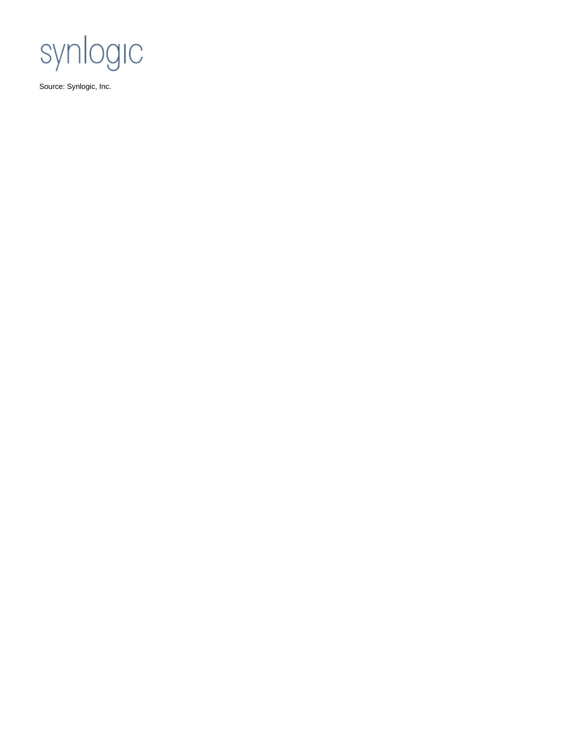synlogic

Source: Synlogic, Inc.